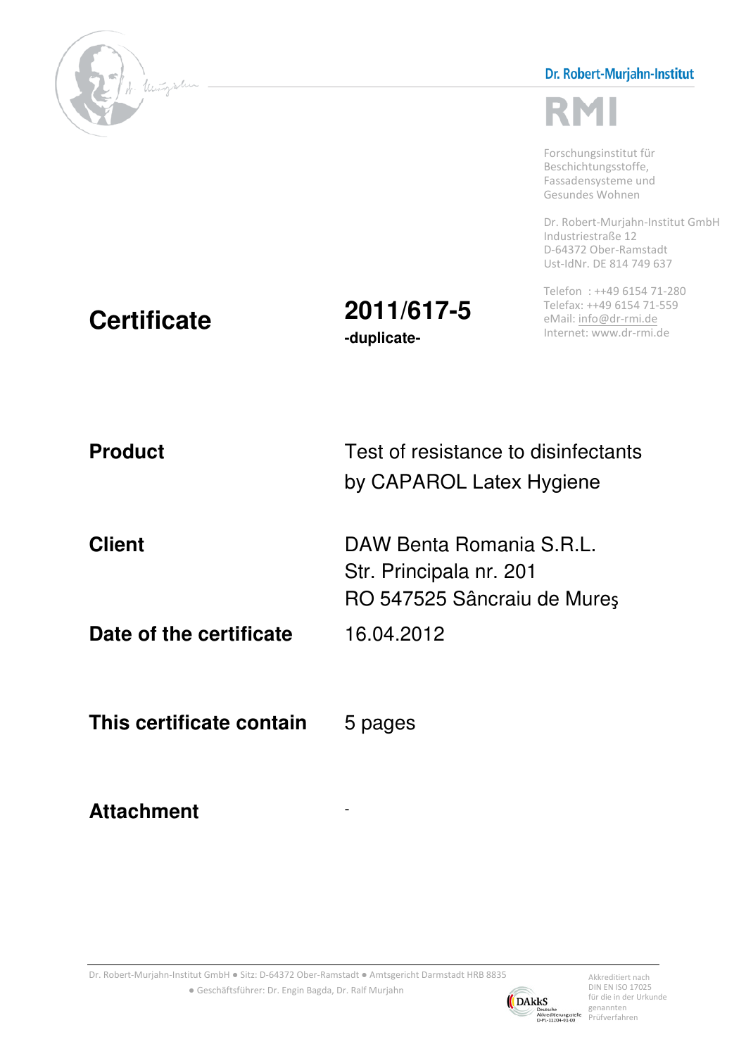Dr. Robert-Murjahn-Institut

RMI

Forschungsinstitut für Beschichtungsstoffe, Fassadensysteme und Gesundes Wohnen

Dr. Robert-Murjahn-Institut GmbH
Industriestraße 12
D-64372 Ober-Ramstadt
Ust-IdNr. DE 814 749 637

Telefon : ++49 6154 71-280
Telefax: ++49 6154 71-559
eMail: info@dr-rmi.de
Internet: www.dr-rmi.de

# Certificate

**2011/617-5**
**-duplicate-**

| | |
|---|---|
| **Product** | Test of resistance to disinfectants by CAPAROL Latex Hygiene |
| **Client** | DAW Benta Romania S.R.L.<br>Str. Principala nr. 201<br>RO 547525 Sâncraiu de Mureş |
| **Date of the certificate** | 16.04.2012 |
| **This certificate contain** | 5 pages |
| **Attachment** | - |

Dr. Robert-Murjahn-Institut GmbH ● Sitz: D-64372 Ober-Ramstadt ● Amtsgericht Darmstadt HRB 8835 ● Geschäftsführer: Dr. Engin Bagda, Dr. Ralf Murjahn

DAkkS Deutsche Akkreditierungsstelle D-PL-11204-01-00

Akkreditiert nach DIN EN ISO 17025 für die in der Urkunde genannten Prüfverfahren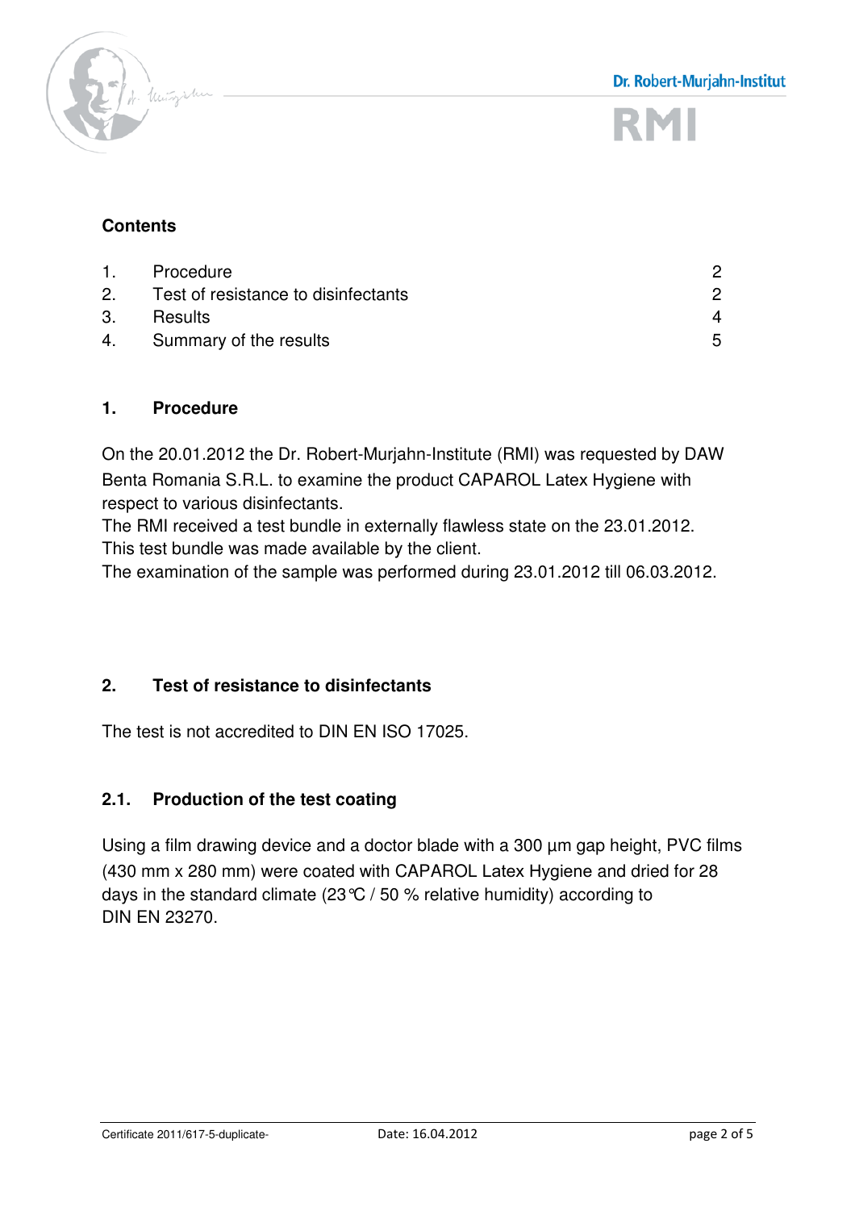**Contents**

| | | |
|---|---|---|
| 1. | Procedure | 2 |
| 2. | Test of resistance to disinfectants | 2 |
| 3. | Results | 4 |
| 4. | Summary of the results | 5 |

## 1. Procedure

On the 20.01.2012 the Dr. Robert-Murjahn-Institute (RMI) was requested by DAW Benta Romania S.R.L. to examine the product CAPAROL Latex Hygiene with respect to various disinfectants.
The RMI received a test bundle in externally flawless state on the 23.01.2012. This test bundle was made available by the client.
The examination of the sample was performed during 23.01.2012 till 06.03.2012.

## 2. Test of resistance to disinfectants

The test is not accredited to DIN EN ISO 17025.

### 2.1. Production of the test coating

Using a film drawing device and a doctor blade with a 300 µm gap height, PVC films (430 mm x 280 mm) were coated with CAPAROL Latex Hygiene and dried for 28 days in the standard climate (23℃ / 50 % relative humidity) according to DIN EN 23270.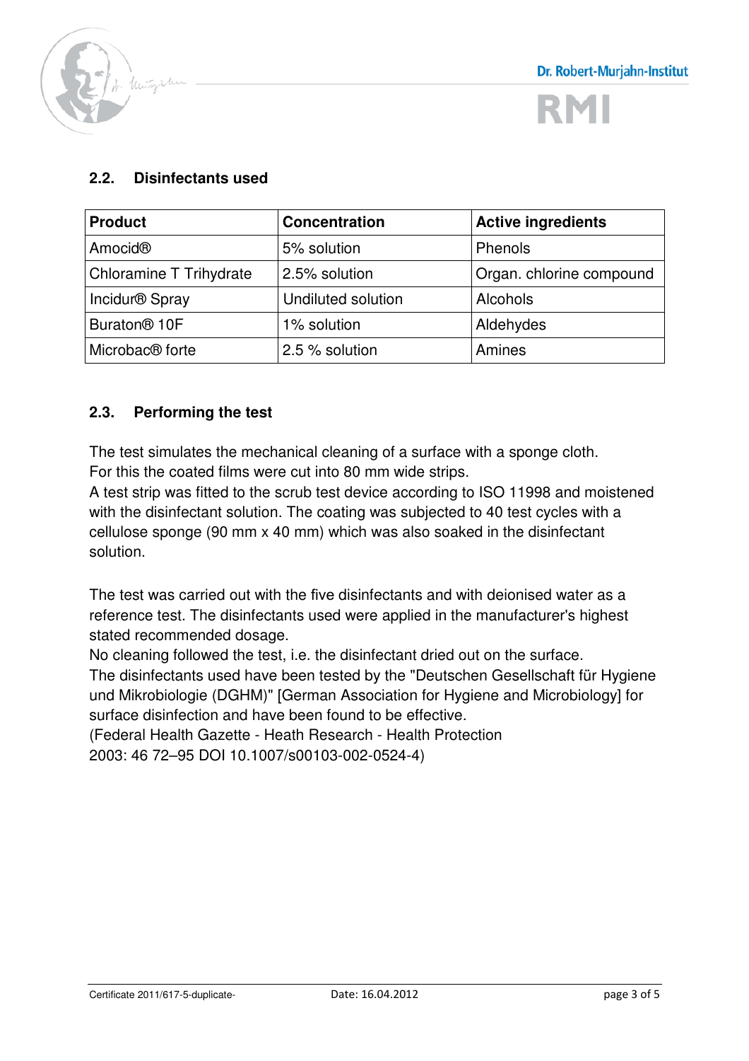## 2.2. Disinfectants used

| Product | Concentration | Active ingredients |
|---|---|---|
| Amocid® | 5% solution | Phenols |
| Chloramine T Trihydrate | 2.5% solution | Organ. chlorine compound |
| Incidur® Spray | Undiluted solution | Alcohols |
| Buraton® 10F | 1% solution | Aldehydes |
| Microbac® forte | 2.5 % solution | Amines |

## 2.3. Performing the test

The test simulates the mechanical cleaning of a surface with a sponge cloth.
For this the coated films were cut into 80 mm wide strips.
A test strip was fitted to the scrub test device according to ISO 11998 and moistened with the disinfectant solution. The coating was subjected to 40 test cycles with a cellulose sponge (90 mm x 40 mm) which was also soaked in the disinfectant solution.

The test was carried out with the five disinfectants and with deionised water as a reference test. The disinfectants used were applied in the manufacturer's highest stated recommended dosage.
No cleaning followed the test, i.e. the disinfectant dried out on the surface.
The disinfectants used have been tested by the "Deutschen Gesellschaft für Hygiene und Mikrobiologie (DGHM)" [German Association for Hygiene and Microbiology] for surface disinfection and have been found to be effective.
(Federal Health Gazette - Heath Research - Health Protection
2003: 46 72–95 DOI 10.1007/s00103-002-0524-4)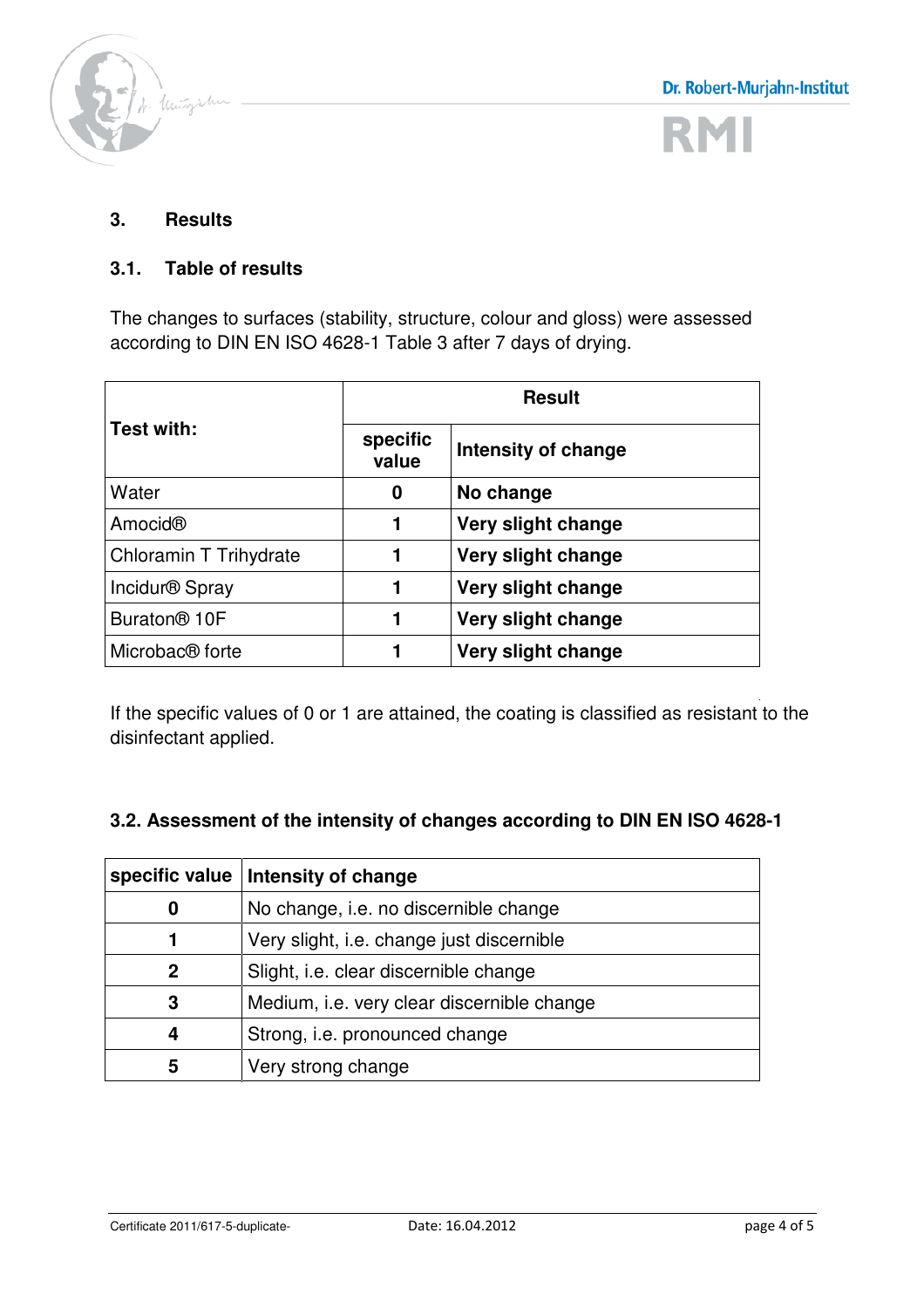## 3. Results

### 3.1. Table of results

The changes to surfaces (stability, structure, colour and gloss) were assessed according to DIN EN ISO 4628-1 Table 3 after 7 days of drying.

| Test with: | Result | |
|---|---|---|
| | **specific value** | **Intensity of change** |
| Water | **0** | **No change** |
| Amocid® | **1** | **Very slight change** |
| Chloramin T Trihydrate | **1** | **Very slight change** |
| Incidur® Spray | **1** | **Very slight change** |
| Buraton® 10F | **1** | **Very slight change** |
| Microbac® forte | **1** | **Very slight change** |

If the specific values of 0 or 1 are attained, the coating is classified as resistant to the disinfectant applied.

### 3.2. Assessment of the intensity of changes according to DIN EN ISO 4628-1

| specific value | Intensity of change |
|---|---|
| **0** | No change, i.e. no discernible change |
| **1** | Very slight, i.e. change just discernible |
| **2** | Slight, i.e. clear discernible change |
| **3** | Medium, i.e. very clear discernible change |
| **4** | Strong, i.e. pronounced change |
| **5** | Very strong change |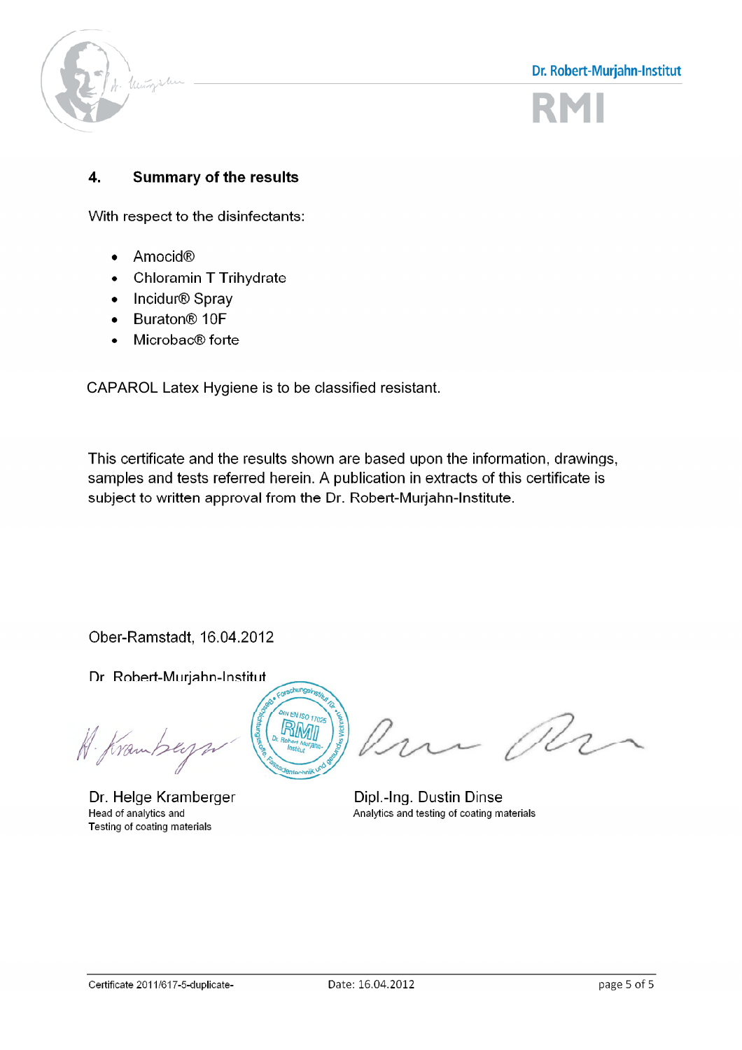## 4. Summary of the results

With respect to the disinfectants:

- Amocid®
- Chloramin T Trihydrate
- Incidur® Spray
- Buraton® 10F
- Microbac® forte

CAPAROL Latex Hygiene is to be classified resistant.

This certificate and the results shown are based upon the information, drawings, samples and tests referred herein. A publication in extracts of this certificate is subject to written approval from the Dr. Robert-Murjahn-Institute.

Ober-Ramstadt, 16.04.2012

Dr. Robert-Murjahn-Institut

Dr. Helge Kramberger
Head of analytics and
Testing of coating materials

Dipl.-Ing. Dustin Dinse
Analytics and testing of coating materials